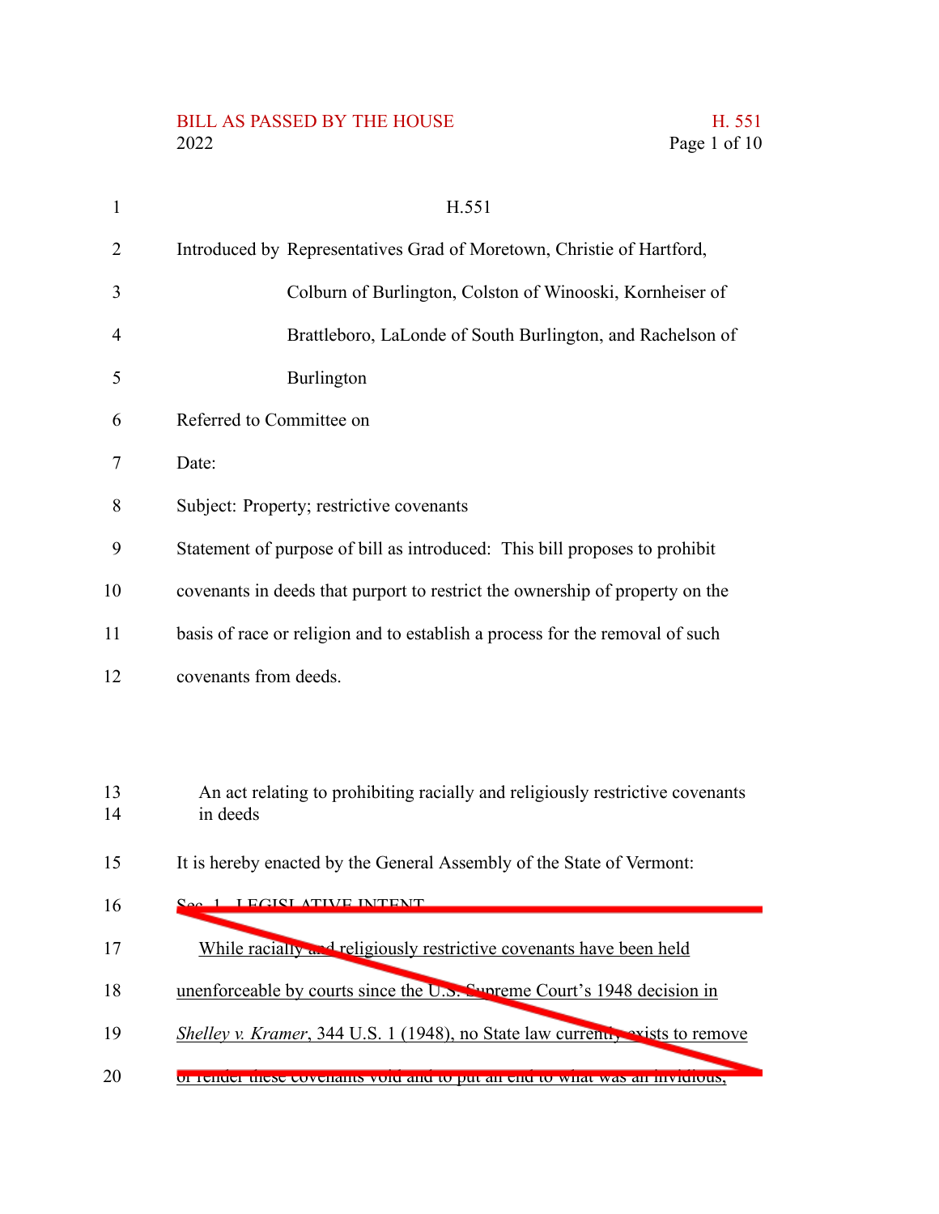H.551

Introduced by Representatives Grad of Moretown, Christie of Hartford, Colburn of Burlington, Colston of Winooski, Kornheiser of Brattleboro, LaLonde of South Burlington, and Rachelson of Burlington

Referred to Committee on

Date:

Subject: Property; restrictive covenants

Statement of purpose of bill as introduced: This bill proposes to prohibit covenants in deeds that purport to restrict the ownership of property on the basis of race or religion and to establish a process for the removal of such covenants from deeds.

An act relating to prohibiting racially and religiously restrictive covenants in deeds

It is hereby enacted by the General Assembly of the State of Vermont:

~~Sec. 1. LEGISLATIVE INTENT~~

~~While racially and religiously restrictive covenants have been held unenforceable by courts since the U.S. Supreme Court's 1948 decision in *Shelley v. Kramer*, 344 U.S. 1 (1948), no State law currently exists to remove or render these covenants void and to put an end to what was an invidious,~~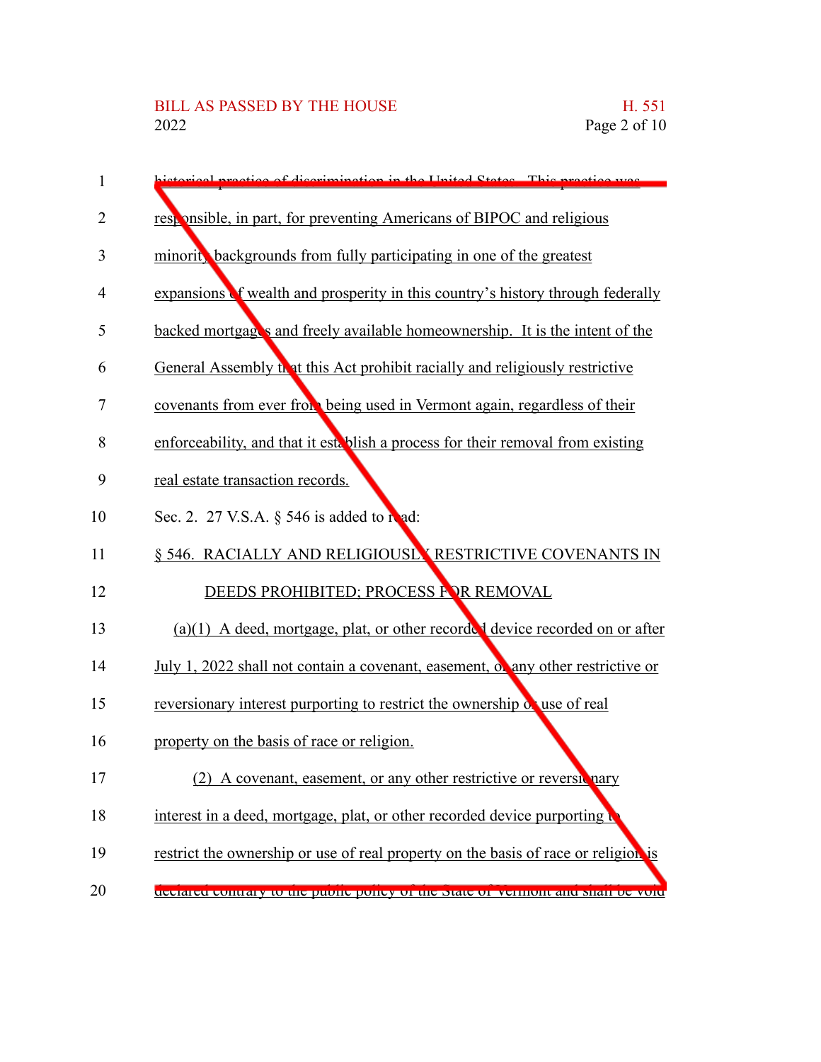historical practice of discrimination in the United States. This practice was responsible, in part, for preventing Americans of BIPOC and religious minority backgrounds from fully participating in one of the greatest expansions of wealth and prosperity in this country's history through federally backed mortgages and freely available homeownership. It is the intent of the General Assembly that this Act prohibit racially and religiously restrictive covenants from ever from being used in Vermont again, regardless of their enforceability, and that it establish a process for their removal from existing real estate transaction records.

Sec. 2. 27 V.S.A. § 546 is added to read:

§ 546. RACIALLY AND RELIGIOUSLY RESTRICTIVE COVENANTS IN DEEDS PROHIBITED; PROCESS FOR REMOVAL

(a)(1) A deed, mortgage, plat, or other recorded device recorded on or after July 1, 2022 shall not contain a covenant, easement, or any other restrictive or reversionary interest purporting to restrict the ownership or use of real property on the basis of race or religion.

(2) A covenant, easement, or any other restrictive or reversionary interest in a deed, mortgage, plat, or other recorded device purporting to restrict the ownership or use of real property on the basis of race or religion is declared contrary to the public policy of the State of Vermont and shall be void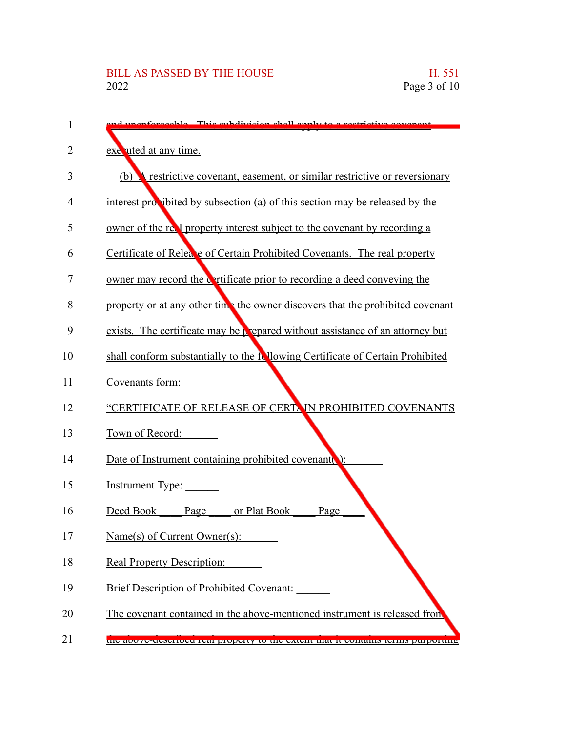and unenforceable. This subdivision shall apply to a restrictive covenant executed at any time.

(b) A restrictive covenant, easement, or similar restrictive or reversionary interest prohibited by subsection (a) of this section may be released by the owner of the real property interest subject to the covenant by recording a Certificate of Release of Certain Prohibited Covenants. The real property owner may record the certificate prior to recording a deed conveying the property or at any other time the owner discovers that the prohibited covenant exists. The certificate may be prepared without assistance of an attorney but shall conform substantially to the following Certificate of Certain Prohibited Covenants form:

"CERTIFICATE OF RELEASE OF CERTAIN PROHIBITED COVENANTS

Town of Record: ______

Date of Instrument containing prohibited covenant(s): ______

Instrument Type: ______

Deed Book ____ Page ____ or Plat Book ____ Page ____

Name(s) of Current Owner(s): ______

Real Property Description: ______

Brief Description of Prohibited Covenant: ______

The covenant contained in the above-mentioned instrument is released from the above-described real property to the extent that it contains terms purporting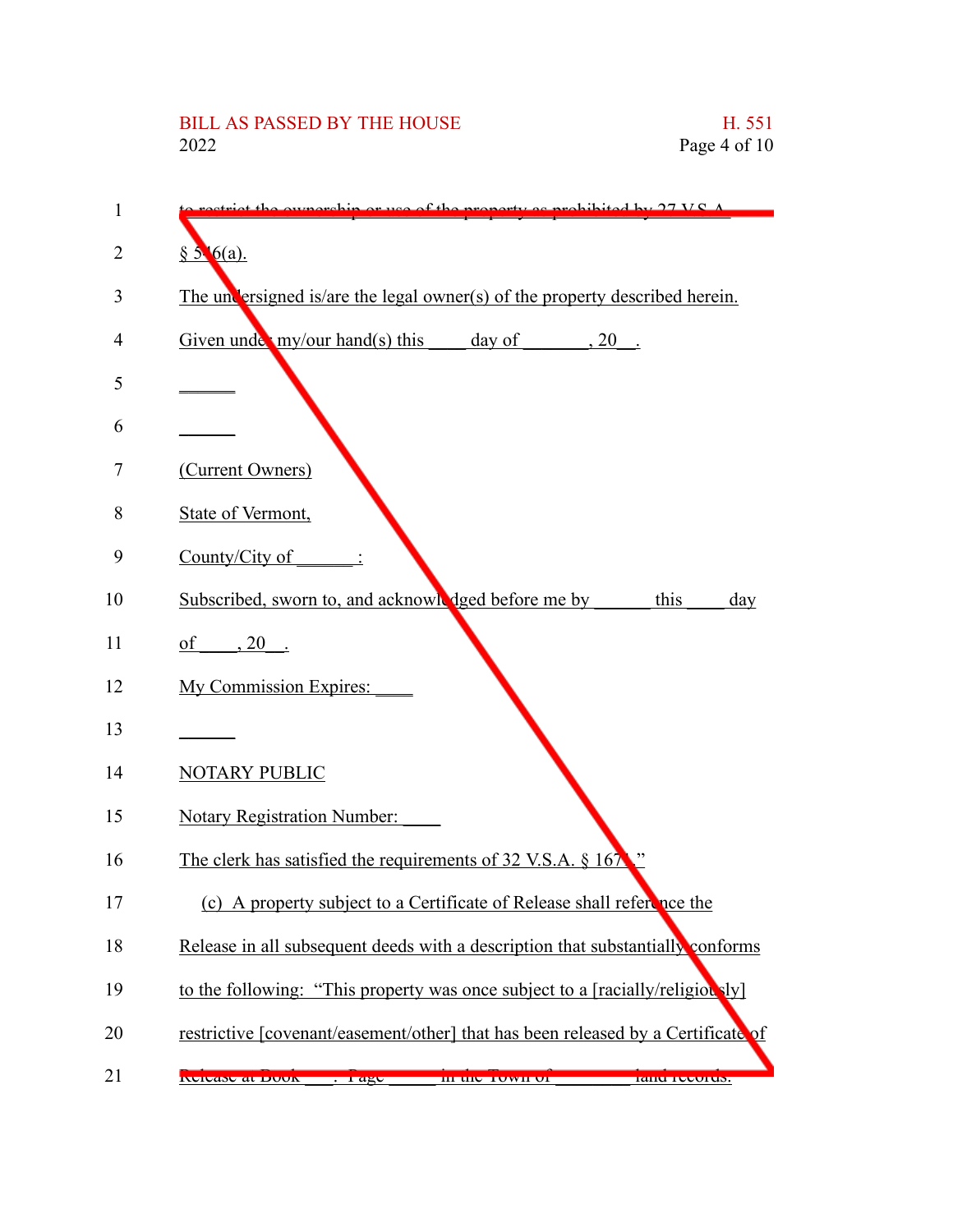to restrict the ownership or use of the property as prohibited by 27 V.S.A. § 546(a).

The undersigned is/are the legal owner(s) of the property described herein.

Given under my/our hand(s) this ____ day of _______, 20__.

______

______

(Current Owners)

State of Vermont,

County/City of ______:

Subscribed, sworn to, and acknowledged before me by ______ this ____ day of ____, 20__.

My Commission Expires: ____

______

NOTARY PUBLIC

Notary Registration Number: ____

The clerk has satisfied the requirements of 32 V.S.A. § 1671."

(c) A property subject to a Certificate of Release shall reference the Release in all subsequent deeds with a description that substantially conforms to the following: "This property was once subject to a [racially/religiously] restrictive [covenant/easement/other] that has been released by a Certificate of Release at Book ___, Page _____ in the Town of ________ land records.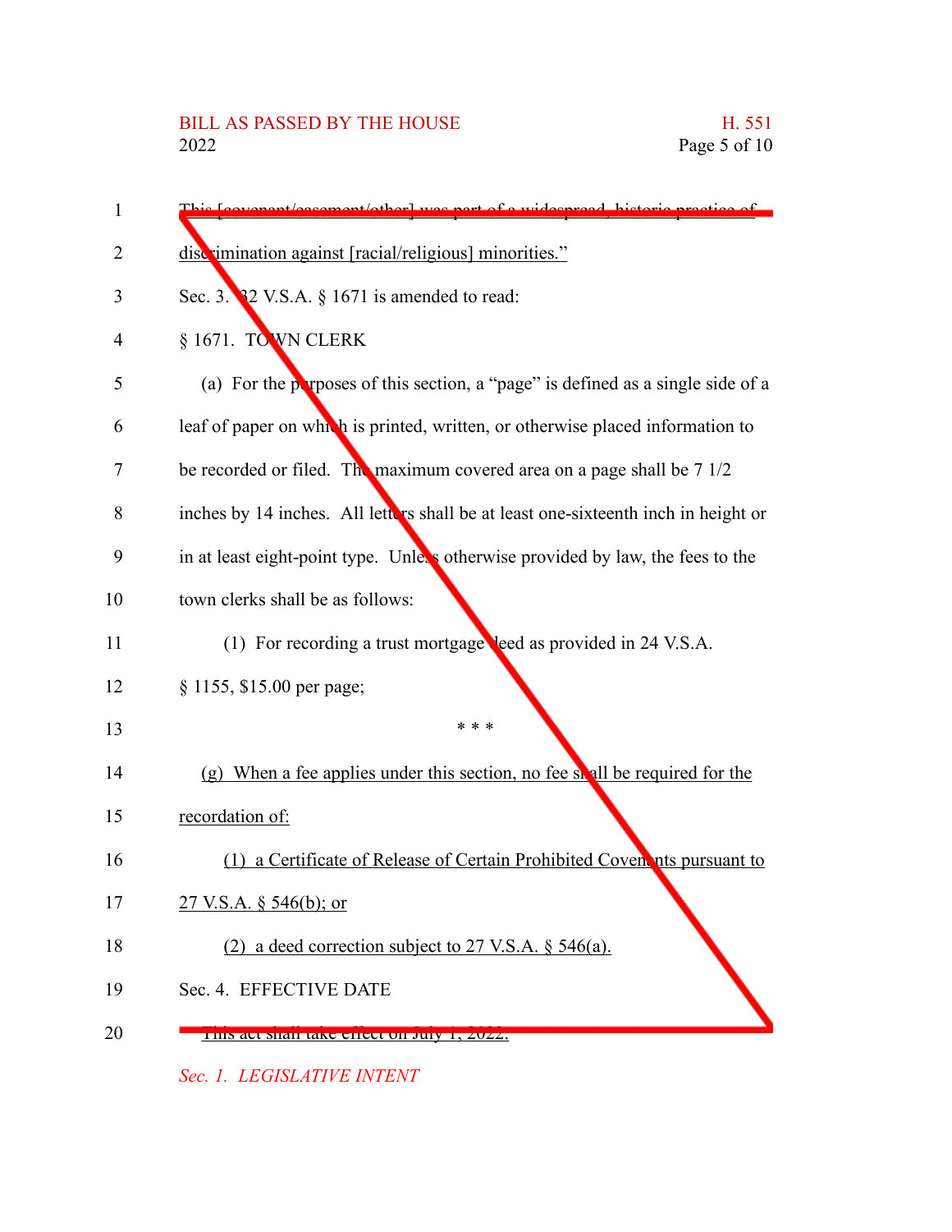This [covenant/easement/other] was part of a widespread, historic practice of discrimination against [racial/religious] minorities."

Sec. 3. 32 V.S.A. § 1671 is amended to read:

§ 1671. TOWN CLERK

(a) For the purposes of this section, a "page" is defined as a single side of a leaf of paper on which is printed, written, or otherwise placed information to be recorded or filed. The maximum covered area on a page shall be 7 1/2 inches by 14 inches. All letters shall be at least one-sixteenth inch in height or in at least eight-point type. Unless otherwise provided by law, the fees to the town clerks shall be as follows:

(1) For recording a trust mortgage deed as provided in 24 V.S.A. § 1155, $15.00 per page;

* * *

(g) When a fee applies under this section, no fee shall be required for the recordation of:

(1) a Certificate of Release of Certain Prohibited Covenants pursuant to 27 V.S.A. § 546(b); or

(2) a deed correction subject to 27 V.S.A. § 546(a).

Sec. 4. EFFECTIVE DATE

This act shall take effect on July 1, 2022.

*Sec. 1. LEGISLATIVE INTENT*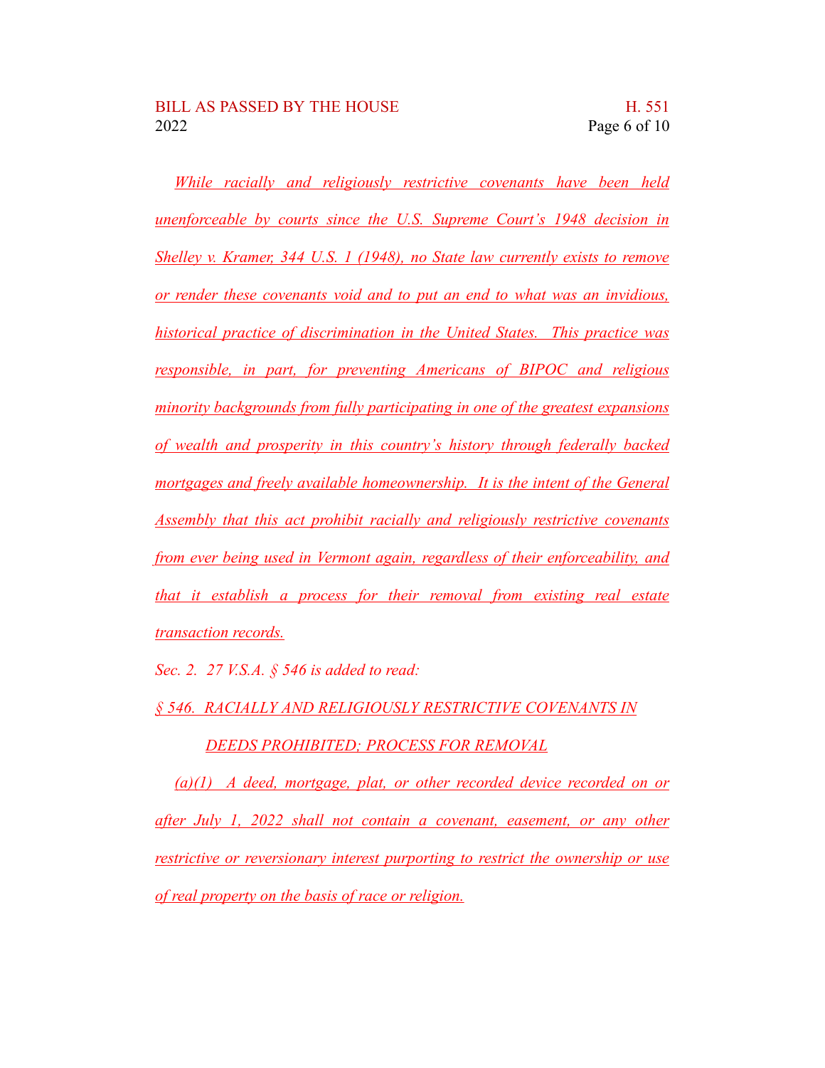While racially and religiously restrictive covenants have been held unenforceable by courts since the U.S. Supreme Court's 1948 decision in Shelley v. Kramer, 344 U.S. 1 (1948), no State law currently exists to remove or render these covenants void and to put an end to what was an invidious, historical practice of discrimination in the United States. This practice was responsible, in part, for preventing Americans of BIPOC and religious minority backgrounds from fully participating in one of the greatest expansions of wealth and prosperity in this country's history through federally backed mortgages and freely available homeownership. It is the intent of the General Assembly that this act prohibit racially and religiously restrictive covenants from ever being used in Vermont again, regardless of their enforceability, and that it establish a process for their removal from existing real estate transaction records.

*Sec. 2. 27 V.S.A. § 546 is added to read:*

§ 546. RACIALLY AND RELIGIOUSLY RESTRICTIVE COVENANTS IN DEEDS PROHIBITED; PROCESS FOR REMOVAL

(a)(1) A deed, mortgage, plat, or other recorded device recorded on or after July 1, 2022 shall not contain a covenant, easement, or any other restrictive or reversionary interest purporting to restrict the ownership or use of real property on the basis of race or religion.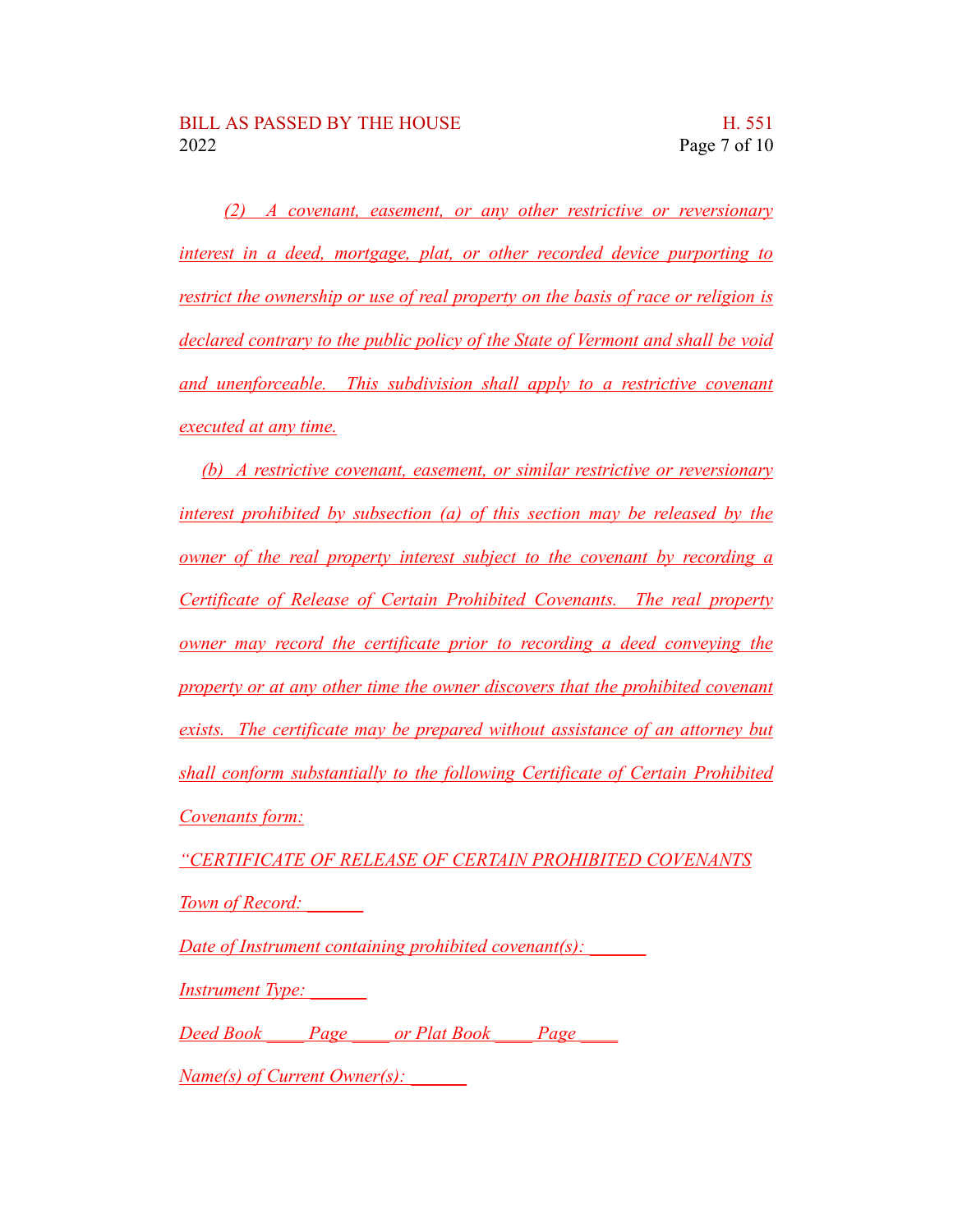*(2) A covenant, easement, or any other restrictive or reversionary interest in a deed, mortgage, plat, or other recorded device purporting to restrict the ownership or use of real property on the basis of race or religion is declared contrary to the public policy of the State of Vermont and shall be void and unenforceable. This subdivision shall apply to a restrictive covenant executed at any time.*

*(b) A restrictive covenant, easement, or similar restrictive or reversionary interest prohibited by subsection (a) of this section may be released by the owner of the real property interest subject to the covenant by recording a Certificate of Release of Certain Prohibited Covenants. The real property owner may record the certificate prior to recording a deed conveying the property or at any other time the owner discovers that the prohibited covenant exists. The certificate may be prepared without assistance of an attorney but shall conform substantially to the following Certificate of Certain Prohibited Covenants form:*

*"CERTIFICATE OF RELEASE OF CERTAIN PROHIBITED COVENANTS*

*Town of Record: ______*

*Date of Instrument containing prohibited covenant(s): ______*

*Instrument Type: ______*

*Deed Book ____ Page ____ or Plat Book ____ Page ____*

*Name(s) of Current Owner(s): ______*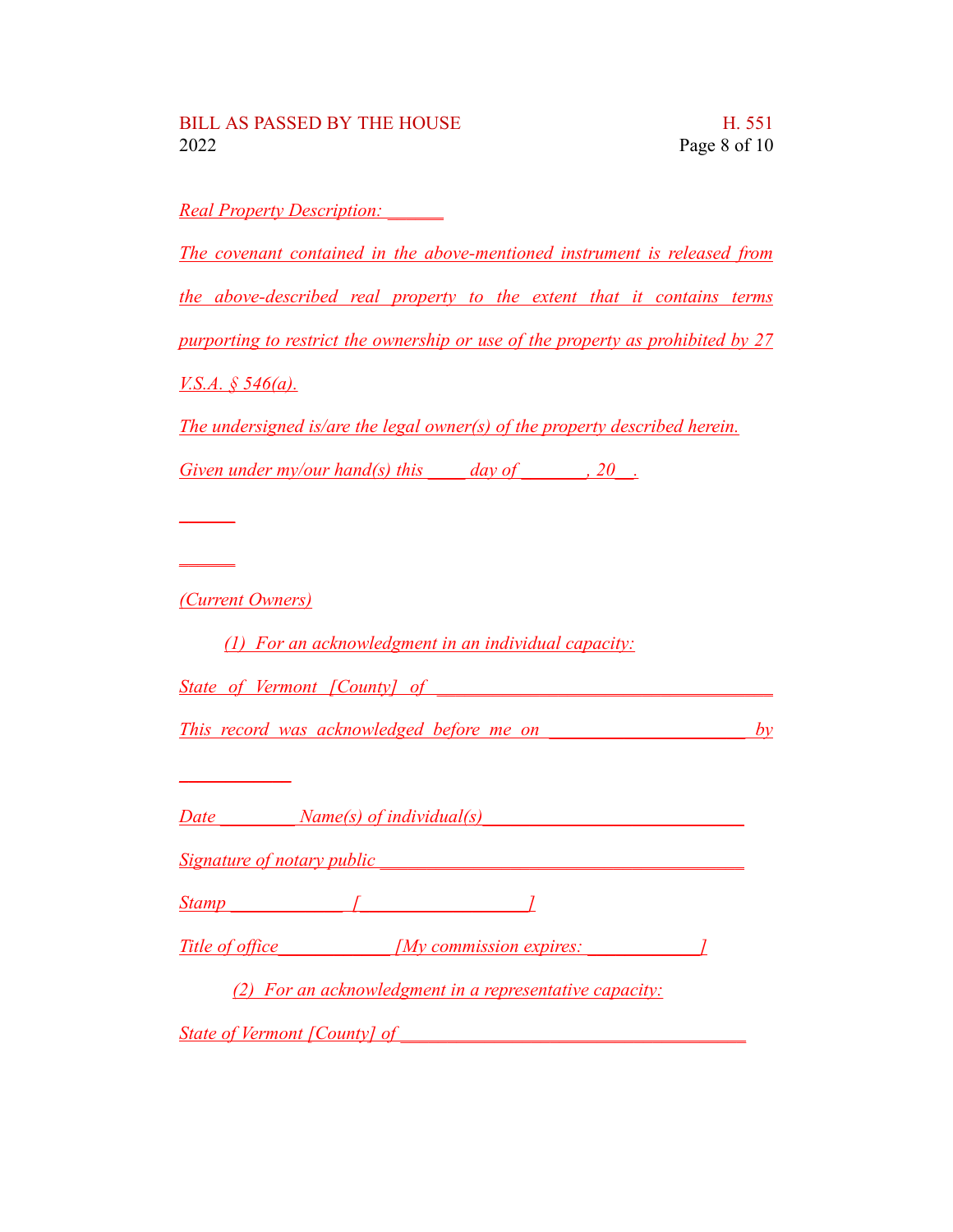*Real Property Description: ______*

*The covenant contained in the above-mentioned instrument is released from the above-described real property to the extent that it contains terms purporting to restrict the ownership or use of the property as prohibited by 27 V.S.A. § 546(a).*

*The undersigned is/are the legal owner(s) of the property described herein.*

*Given under my/our hand(s) this ____ day of _______, 20__.*

______

______

*(Current Owners)*

*(1) For an acknowledgment in an individual capacity:*

*State of Vermont [County] of ____________________________________*

*This record was acknowledged before me on ____________________ by*

____________

*Date ________ Name(s) of individual(s)___________________________*

*Signature of notary public ______________________________________*

*Stamp ____________ [_________________]*

*Title of office____________[My commission expires: ____________]*

*(2) For an acknowledgment in a representative capacity:*

*State of Vermont [County] of ____________________________________*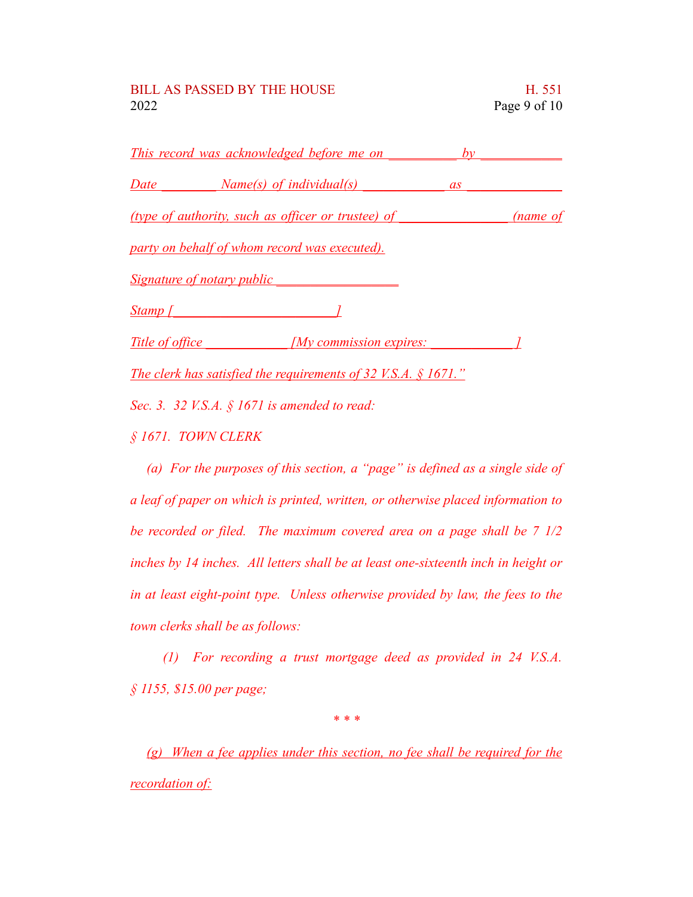*This record was acknowledged before me on ___________ by ____________ Date _________ Name(s) of individual(s) _____________ as ______________ (type of authority, such as officer or trustee) of ________________ (name of party on behalf of whom record was executed).*

*Signature of notary public __________________*

*Stamp [________________________]*

*Title of office _____________ [My commission expires: _____________]*

*The clerk has satisfied the requirements of 32 V.S.A. § 1671."*

*Sec. 3. 32 V.S.A. § 1671 is amended to read:*

*§ 1671. TOWN CLERK*

*(a) For the purposes of this section, a "page" is defined as a single side of a leaf of paper on which is printed, written, or otherwise placed information to be recorded or filed. The maximum covered area on a page shall be 7 1/2 inches by 14 inches. All letters shall be at least one-sixteenth inch in height or in at least eight-point type. Unless otherwise provided by law, the fees to the town clerks shall be as follows:*

*(1) For recording a trust mortgage deed as provided in 24 V.S.A. § 1155, $15.00 per page;*

\* \* \*

*(g) When a fee applies under this section, no fee shall be required for the recordation of:*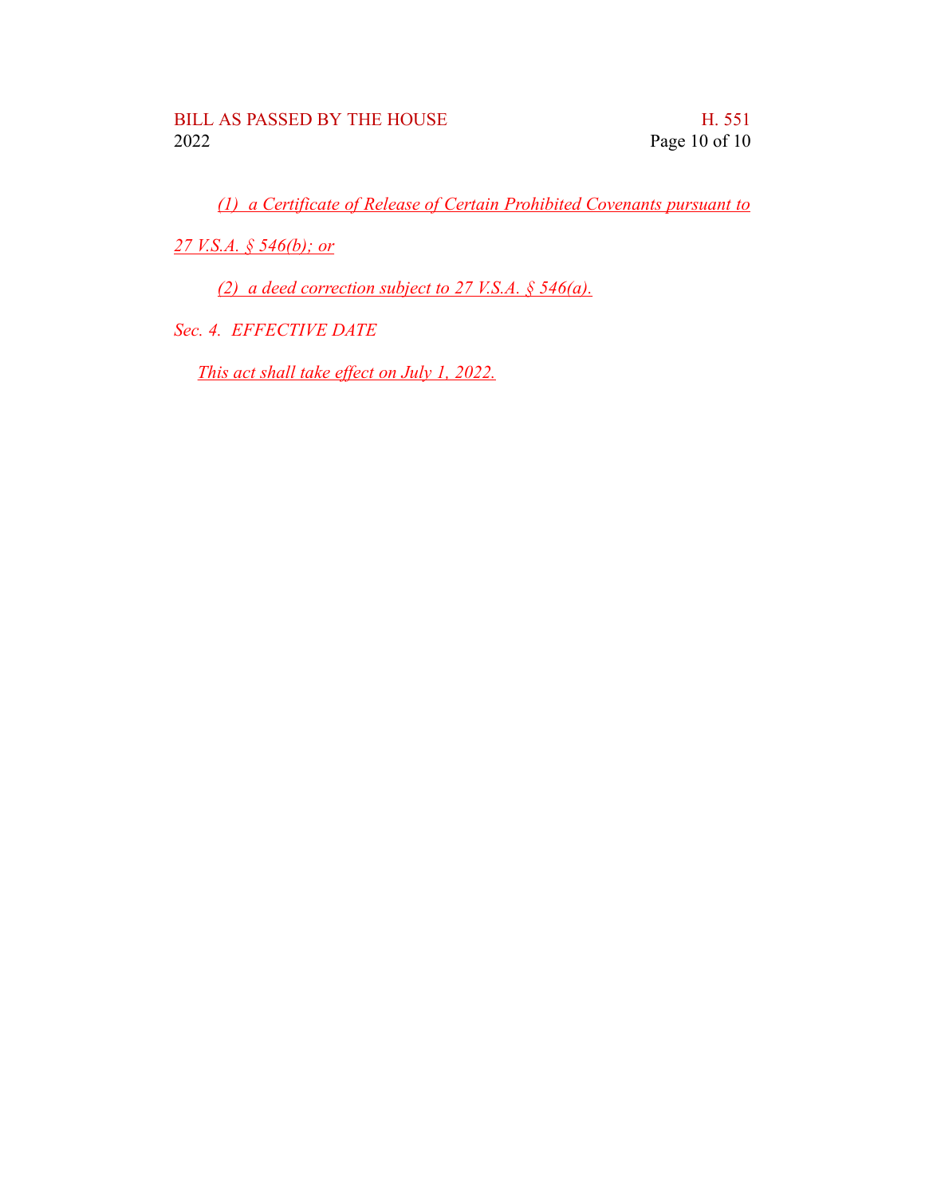*(1) a Certificate of Release of Certain Prohibited Covenants pursuant to 27 V.S.A. § 546(b); or*

*(2) a deed correction subject to 27 V.S.A. § 546(a).*

*Sec. 4. EFFECTIVE DATE*

*This act shall take effect on July 1, 2022.*